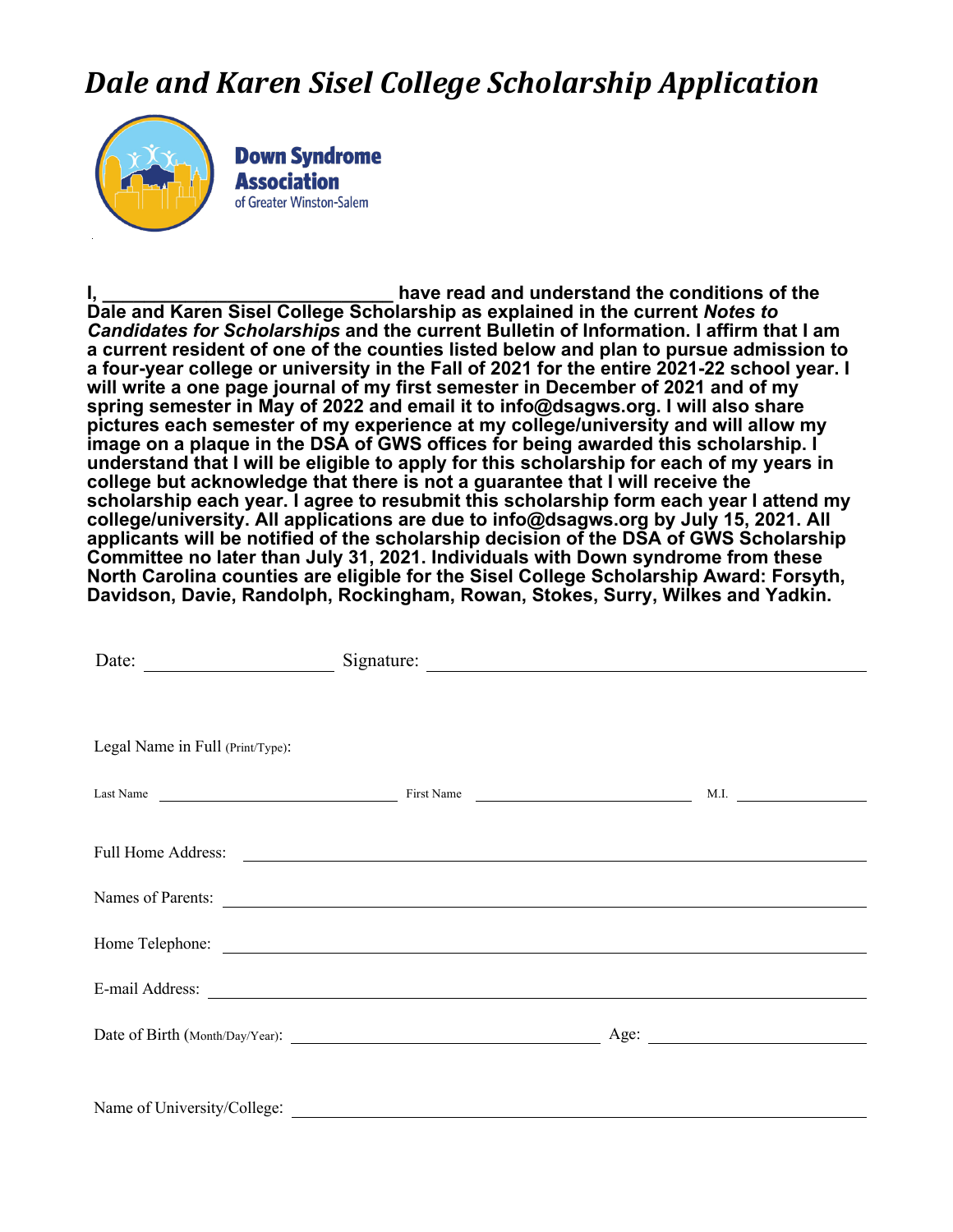# *Dale and Karen Sisel College Scholarship Application*

**Down Syndrome Association** of Greater Winston-Salem

**I, ____________________________ have read and understand the conditions of the Dale and Karen Sisel College Scholarship as explained in the current *Notes to Candidates for Scholarships* and the current Bulletin of Information. I affirm that I am a current resident of one of the counties listed below and plan to pursue admission to a four-year college or university in the Fall of 2021 for the entire 2021-22 school year. I will write a one page journal of my first semester in December of 2021 and of my spring semester in May of 2022 and email it to info@dsagws.org. I will also share pictures each semester of my experience at my college/university and will allow my image on a plaque in the DSA of GWS offices for being awarded this scholarship. I understand that I will be eligible to apply for this scholarship for each of my years in college but acknowledge that there is not a guarantee that I will receive the scholarship each year. I agree to resubmit this scholarship form each year I attend my college/university. All applications are due to info@dsagws.org by July 15, 2021. All applicants will be notified of the scholarship decision of the DSA of GWS Scholarship Committee no later than July 31, 2021. Individuals with Down syndrome from these North Carolina counties are eligible for the Sisel College Scholarship Award: Forsyth, Davidson, Davie, Randolph, Rockingham, Rowan, Stokes, Surry, Wilkes and Yadkin.**

Date: ____________________ Signature: ____________________________________________

Legal Name in Full (Print/Type):

Last Name ____________________________ First Name ____________________________ M.I. ______________

Full Home Address: ____________________________________________________________

Names of Parents: ____________________________________________________________

Home Telephone: ____________________________________________________________

E-mail Address: ____________________________________________________________

Date of Birth (Month/Day/Year): ________________________________ Age: ______________________

Name of University/College: ____________________________________________________________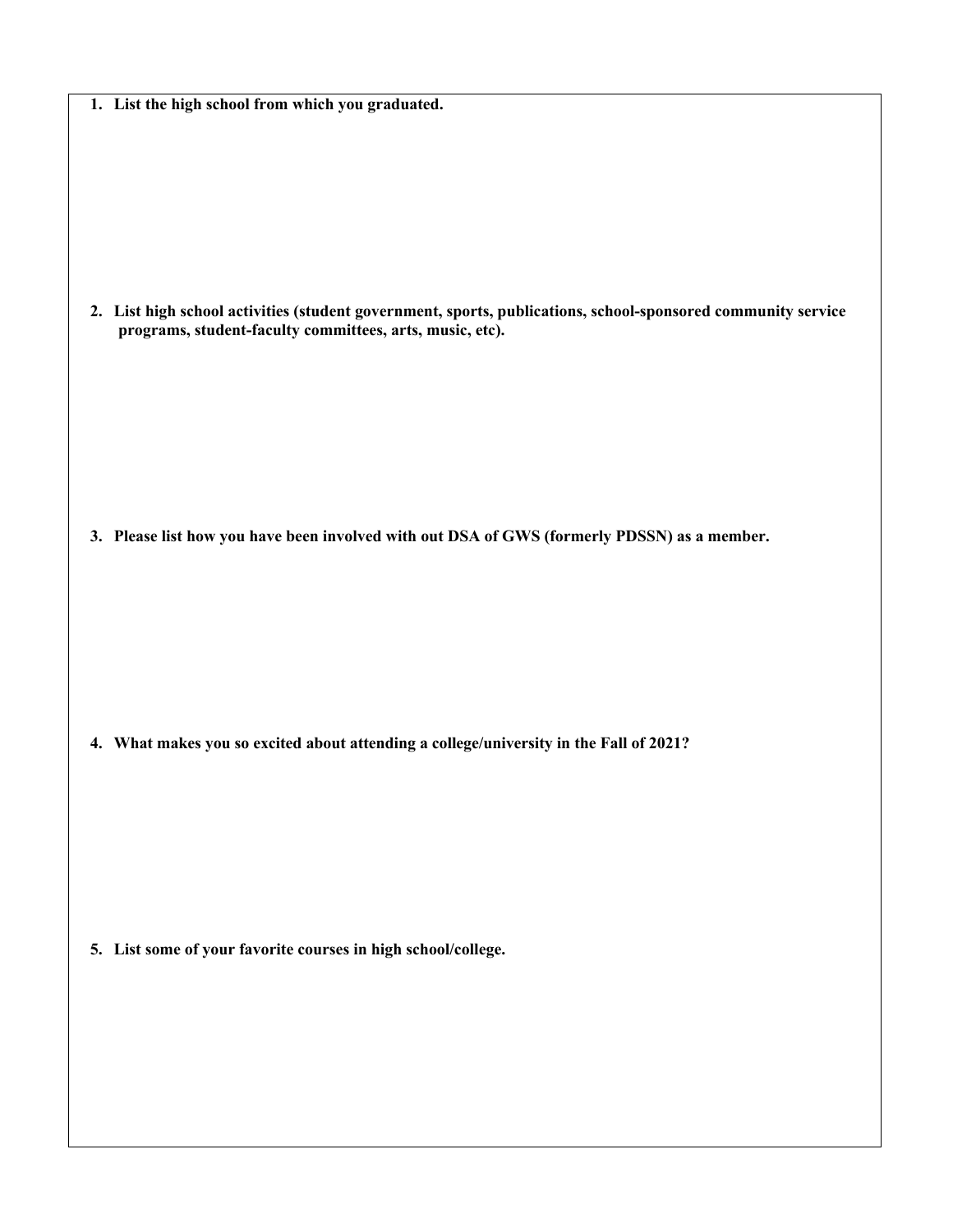1. **List the high school from which you graduated.**

2. **List high school activities (student government, sports, publications, school-sponsored community service programs, student-faculty committees, arts, music, etc).**

3. **Please list how you have been involved with out DSA of GWS (formerly PDSSN) as a member.**

4. **What makes you so excited about attending a college/university in the Fall of 2021?**

5. **List some of your favorite courses in high school/college.**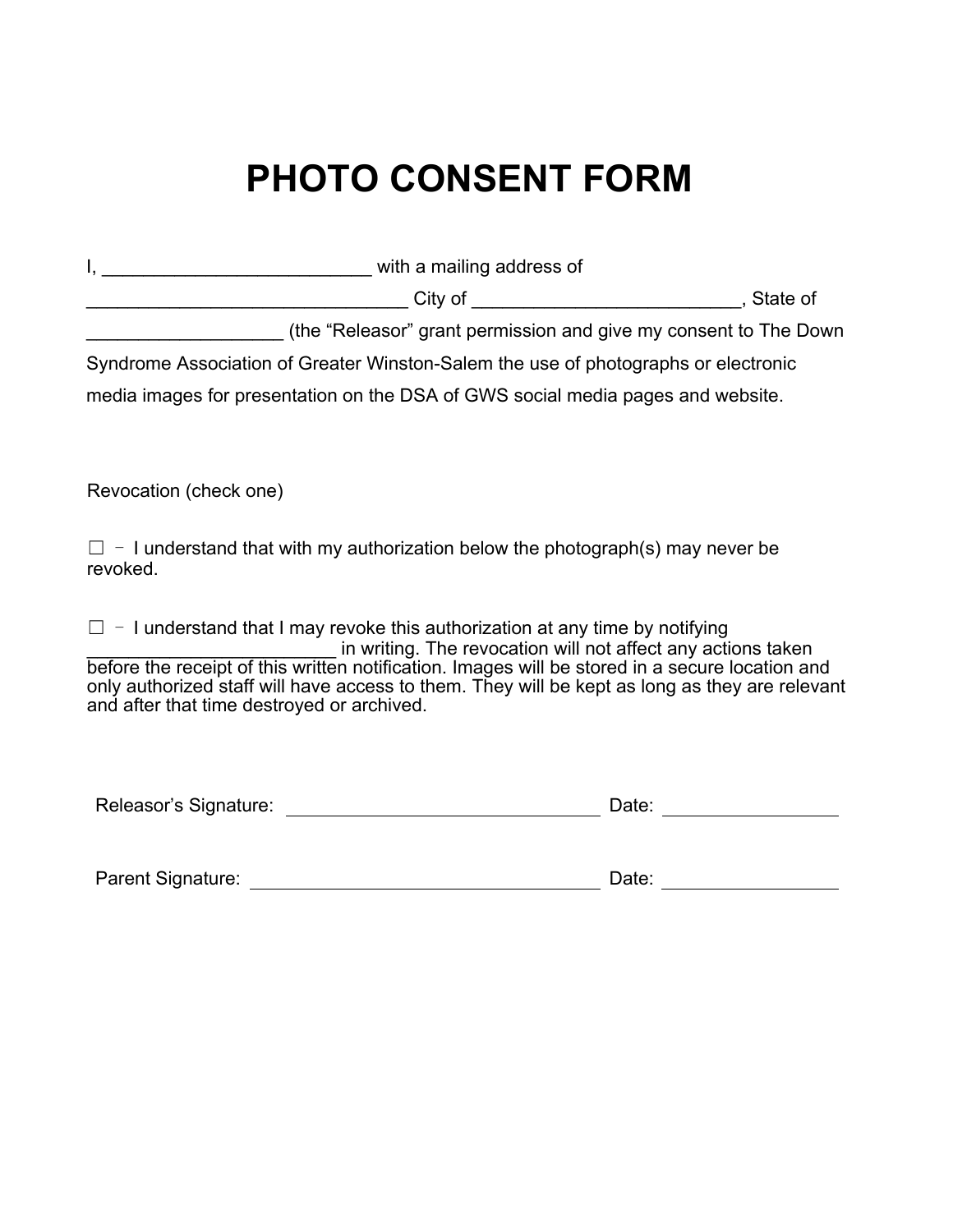# PHOTO CONSENT FORM

I, _________________________ with a mailing address of ______________________________ City of _________________________, State of ___________________ (the "Releasor" grant permission and give my consent to The Down Syndrome Association of Greater Winston-Salem the use of photographs or electronic media images for presentation on the DSA of GWS social media pages and website.

Revocation (check one)

☐ – I understand that with my authorization below the photograph(s) may never be revoked.

☐ – I understand that I may revoke this authorization at any time by notifying ________________________ in writing. The revocation will not affect any actions taken before the receipt of this written notification. Images will be stored in a secure location and only authorized staff will have access to them. They will be kept as long as they are relevant and after that time destroyed or archived.

Releasor's Signature: ______________________________ Date: ________________

Parent Signature: ______________________________ Date: ________________